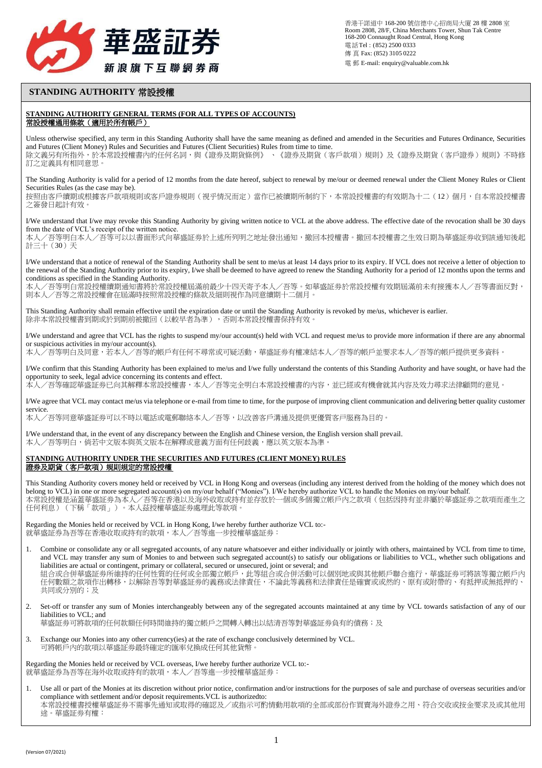華盛証券

新浪旗下互聯網券商

香港干諾道中 168-200 號信德中心招商局大廈 28 樓 2808 室
Room 2808, 28/F, China Merchants Tower, Shun Tak Centre
168-200 Connaught Road Central, Hong Kong
電話Tel : (852) 2500 0333
傳 真 Fax: (852) 3105 0222
電 郵 E-mail: enquiry@valuable.com.hk

## STANDING AUTHORITY 常設授權

### STANDING AUTHORITY GENERAL TERMS (FOR ALL TYPES OF ACCOUNTS)
### 常設授權通用條款（適用於所有帳戶）

Unless otherwise specified, any term in this Standing Authority shall have the same meaning as defined and amended in the Securities and Futures Ordinance, Securities and Futures (Client Money) Rules and Securities and Futures (Client Securities) Rules from time to time.
除文義另有所指外，於本常設授權書內的任何名詞，與《證券及期貨條例》、《證券及期貨（客戶款項）規則》及《證券及期貨（客戶證券）規則》不時修訂之定義具有相同意思。

The Standing Authority is valid for a period of 12 months from the date hereof, subject to renewal by me/our or deemed renewal under the Client Money Rules or Client Securities Rules (as the case may be).
按照由客戶續期或根據客戶款項規則或客戶證券規則（視乎情況而定）當作已被續期所制約下，本常設授權書的有效期為十二（12）個月，自本常設授權書之簽發日起計有效。

I/We understand that I/we may revoke this Standing Authority by giving written notice to VCL at the above address. The effective date of the revocation shall be 30 days from the date of VCL's receipt of the written notice.
本人／吾等明白本人／吾等可以以書面形式向華盛証券於上述所列明之地址發出通知，撤回本授權書。撤回本授權書之生效日期為華盛証券收到該通知後起計三十（30）天

I/We understand that a notice of renewal of the Standing Authority shall be sent to me/us at least 14 days prior to its expiry. If VCL does not receive a letter of objection to the renewal of the Standing Authority prior to its expiry, I/we shall be deemed to have agreed to renew the Standing Authority for a period of 12 months upon the terms and conditions as specified in the Standing Authority.
本人／吾等明白常設授權續期通知書將於常設授權屆滿前最少十四天寄予本人／吾等。如華盛証券於常設授權有效期屆滿前未有接獲本人／吾等書面反對，則本人／吾等之常設授權會在屆滿時按照常設授權的條款及細則視作為同意續期十二個月。

This Standing Authority shall remain effective until the expiration date or until the Standing Authority is revoked by me/us, whichever is earlier.
除非本常設授權書到期或於到期前被撤回（以較早者為準），否則本常設授權書保持有效。

I/We understand and agree that VCL has the rights to suspend my/our account(s) held with VCL and request me/us to provide more information if there are any abnormal or suspicious activities in my/our account(s).
本人／吾等明白及同意，若本人／吾等的帳戶有任何不尋常或可疑活動，華盛証券有權凍結本人／吾等的帳戶並要求本人／吾等的帳戶提供更多資料。

I/We confirm that this Standing Authority has been explained to me/us and I/we fully understand the contents of this Standing Authority and have sought, or have had the opportunity to seek, legal advice concerning its contents and effect.
本人／吾等確認華盛証券已向其解釋本常設授權書，本人／吾等完全明白本常設授權書的內容，並已經或有機會就其內容及效力尋求法律顧問的意見。

I/We agree that VCL may contact me/us via telephone or e-mail from time to time, for the purpose of improving client communication and delivering better quality customer service.
本人／吾等同意華盛証券可以不時以電話或電郵聯絡本人／吾等，以改善客戶溝通及提供更優質客戶服務為目的。

I/We understand that, in the event of any discrepancy between the English and Chinese version, the English version shall prevail.
本人／吾等明白，倘若中文版本與英文版本在解釋或意義方面有任何歧義，應以英文版本為準。

### STANDING AUTHORITY UNDER THE SECURITIES AND FUTURES (CLIENT MONEY) RULES
### 證券及期貨（客戶款項）規則規定的常設授權

This Standing Authority covers money held or received by VCL in Hong Kong and overseas (including any interest derived from the holding of the money which does not belong to VCL) in one or more segregated account(s) on my/our behalf ("Monies"). I/We hereby authorize VCL to handle the Monies on my/our behalf.
本常設授權是涵蓋華盛証券為本人／吾等在香港以及海外收取或持有並存放於一個或多個獨立帳戶內之款項（包括因持有並非屬於華盛証券之款項而產生之任何利息）（下稱「款項」）。本人茲授權華盛証券處理此等款項。

Regarding the Monies held or received by VCL in Hong Kong, I/we hereby further authorize VCL to:-
就華盛証券為吾等在香港收取或持有的款項，本人／吾等進一步授權華盛証券：

1. Combine or consolidate any or all segregated accounts, of any nature whatsoever and either individually or jointly with others, maintained by VCL from time to time, and VCL may transfer any sum of Monies to and between such segregated account(s) to satisfy our obligations or liabilities to VCL, whether such obligations and liabilities are actual or contingent, primary or collateral, secured or unsecured, joint or several; and
   組合或合併華盛証券所維持的任何性質的任何或全部獨立帳戶，此等組合或合併活動可以個別地或與其他帳戶聯合進行，華盛証券可將該等獨立帳戶內任何數額之款項作出轉移，以解除吾等對華盛証券的義務或法律責任，不論此等義務和法律責任是確實或或然的、原有或附帶的、有抵押或無抵押的、共同或分別的；及

2. Set-off or transfer any sum of Monies interchangeably between any of the segregated accounts maintained at any time by VCL towards satisfaction of any of our liabilities to VCL; and
   華盛証券可將款項的任何款額任何時間維持的獨立帳戶之間轉入轉出以結清吾等對華盛証券負有的債務；及

3. Exchange our Monies into any other currency(ies) at the rate of exchange conclusively determined by VCL.
   可將帳戶內的款項以華盛証券最終確定的匯率兌換成任何其他貨幣。

Regarding the Monies held or received by VCL overseas, I/we hereby further authorize VCL to:-
就華盛証券為吾等在海外收取或持有的款項，本人／吾等進一步授權華盛証券：

1. Use all or part of the Monies at its discretion without prior notice, confirmation and/or instructions for the purposes of sale and purchase of overseas securities and/or compliance with settlement and/or deposit requirements.VCL is authorizedto:
   本常設授權書授權華盛証券不需事先通知或取得的確認及／或指示可酌情動用款項的全部或部份作買賣海外證券之用、符合交收或按金要求及或其他用途。華盛証券有權：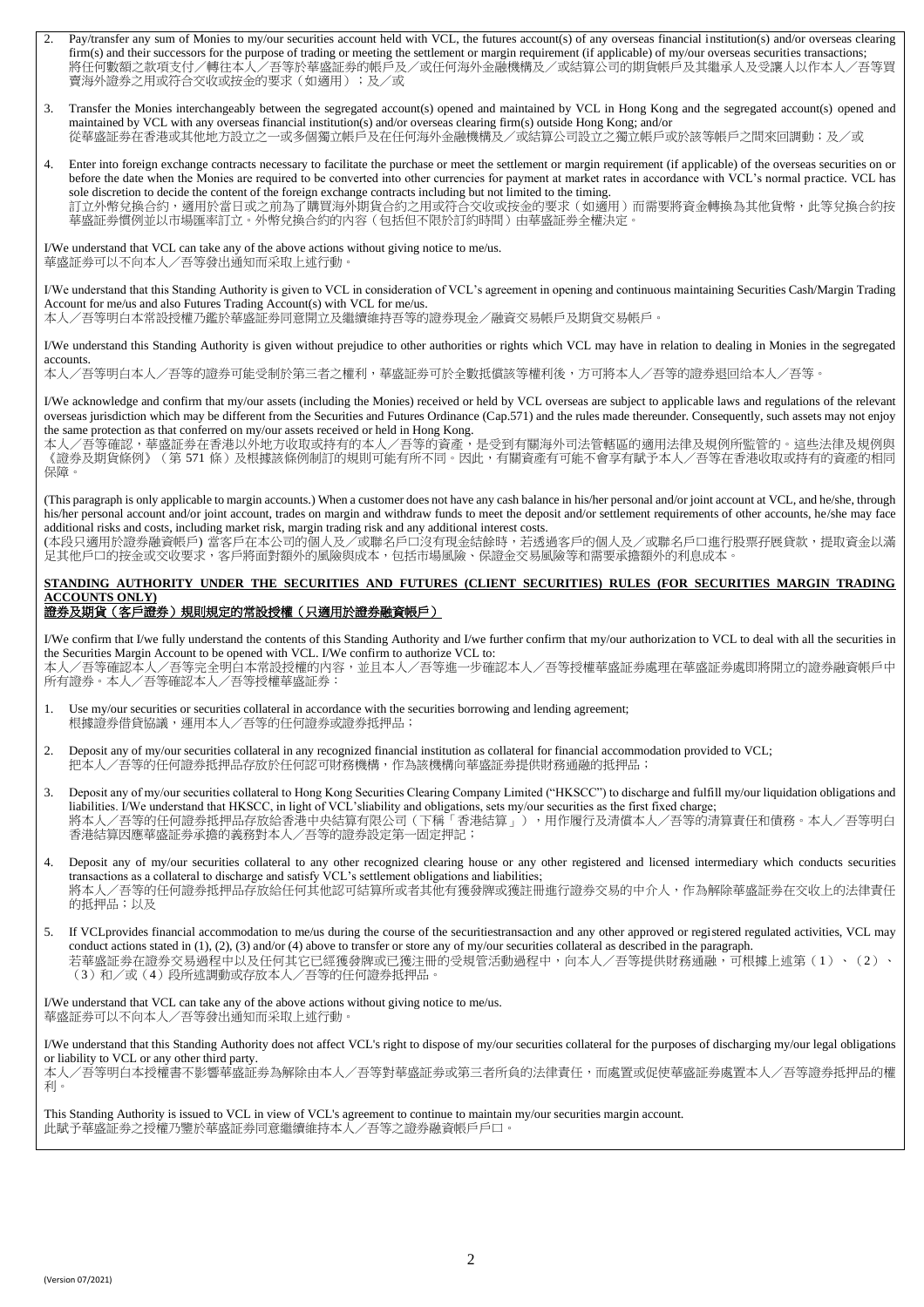2. Pay/transfer any sum of Monies to my/our securities account held with VCL, the futures account(s) of any overseas financial institution(s) and/or overseas clearing firm(s) and their successors for the purpose of trading or meeting the settlement or margin requirement (if applicable) of my/our overseas securities transactions;
將任何數額之款項支付／轉往本人／吾等於華盛証券的帳戶及／或任何海外金融機構及／或結算公司的期貨帳戶及其繼承人及受讓人以作本人／吾等買賣海外證券之用或符合交收或按金的要求（如適用）；及／或

3. Transfer the Monies interchangeably between the segregated account(s) opened and maintained by VCL in Hong Kong and the segregated account(s) opened and maintained by VCL with any overseas financial institution(s) and/or overseas clearing firm(s) outside Hong Kong; and/or
從華盛証券在香港或其他地方設立之一或多個獨立帳戶及在任何海外金融機構及／或結算公司設立之獨立帳戶或於該等帳戶之間來回調動；及／或

4. Enter into foreign exchange contracts necessary to facilitate the purchase or meet the settlement or margin requirement (if applicable) of the overseas securities on or before the date when the Monies are required to be converted into other currencies for payment at market rates in accordance with VCL's normal practice. VCL has sole discretion to decide the content of the foreign exchange contracts including but not limited to the timing.
訂立外幣兌換合約，適用於當日或之前為了購買海外期貨合約之用或符合交收或按金的要求（如適用）而需要將資金轉換為其他貨幣，此等兌換合約按華盛証券慣例並以市場匯率訂立。外幣兌換合約的內容（包括但不限於訂約時間）由華盛証券全權決定。

I/We understand that VCL can take any of the above actions without giving notice to me/us.
華盛証券可以不向本人／吾等發出通知而采取上述行動。

I/We understand that this Standing Authority is given to VCL in consideration of VCL's agreement in opening and continuous maintaining Securities Cash/Margin Trading Account for me/us and also Futures Trading Account(s) with VCL for me/us.
本人／吾等明白本常設授權乃鑑於華盛証券同意開立及繼續維持吾等的證券現金／融資交易帳戶及期貨交易帳戶。

I/We understand this Standing Authority is given without prejudice to other authorities or rights which VCL may have in relation to dealing in Monies in the segregated accounts.
本人／吾等明白本人／吾等的證券可能受制於第三者之權利，華盛証券可於全數抵償該等權利後，方可將本人／吾等的證券退回給本人／吾等。

I/We acknowledge and confirm that my/our assets (including the Monies) received or held by VCL overseas are subject to applicable laws and regulations of the relevant overseas jurisdiction which may be different from the Securities and Futures Ordinance (Cap.571) and the rules made thereunder. Consequently, such assets may not enjoy the same protection as that conferred on my/our assets received or held in Hong Kong.
本人／吾等確認，華盛証券在香港以外地方收取或持有的本人／吾等的資產，是受到有關海外司法管轄區的適用法律及規例所監管的。這些法律及規例與《證券及期貨條例》（第 571 條）及根據該條例制訂的規則可能有所不同。因此，有關資產有可能不會享有賦予本人／吾等在香港收取或持有的資產的相同保障。

(This paragraph is only applicable to margin accounts.) When a customer does not have any cash balance in his/her personal and/or joint account at VCL, and he/she, through his/her personal account and/or joint account, trades on margin and withdraw funds to meet the deposit and/or settlement requirements of other accounts, he/she may face additional risks and costs, including market risk, margin trading risk and any additional interest costs.
(本段只適用於證券融資帳戶) 當客戶在本公司的個人及／或聯名戶口沒有現金結餘時，若透過客戶的個人及／或聯名戶口進行股票孖展貸款，提取資金以滿足其他戶口的按金或交收要求，客戶將面對額外的風險與成本，包括市場風險、保證金交易風險等和需要承擔額外的利息成本。

**STANDING AUTHORITY UNDER THE SECURITIES AND FUTURES (CLIENT SECURITIES) RULES (FOR SECURITIES MARGIN TRADING ACCOUNTS ONLY)**
**證券及期貨（客戶證券）規則規定的常設授權（只適用於證券融資帳戶）**

I/We confirm that I/we fully understand the contents of this Standing Authority and I/we further confirm that my/our authorization to VCL to deal with all the securities in the Securities Margin Account to be opened with VCL. I/We confirm to authorize VCL to:
本人／吾等確認本人／吾等完全明白本常設授權的內容，並且本人／吾等進一步確認本人／吾等授權華盛証券處理在華盛証券處即將開立的證券融資帳戶中所有證券。本人／吾等確認本人／吾等授權華盛証券：

1. Use my/our securities or securities collateral in accordance with the securities borrowing and lending agreement;
根據證券借貸協議，運用本人／吾等的任何證券或證券抵押品；

2. Deposit any of my/our securities collateral in any recognized financial institution as collateral for financial accommodation provided to VCL;
把本人／吾等的任何證券抵押品存放於任何認可財務機構，作為該機構向華盛証券提供財務通融的抵押品；

3. Deposit any of my/our securities collateral to Hong Kong Securities Clearing Company Limited ("HKSCC") to discharge and fulfill my/our liquidation obligations and liabilities. I/We understand that HKSCC, in light of VCL'sliability and obligations, sets my/our securities as the first fixed charge;
將本人／吾等的任何證券抵押品存放給香港中央結算有限公司（下稱「香港結算」），用作履行及清償本人／吾等的清算責任和債務。本人／吾等明白香港結算因應華盛証券承擔的義務對本人／吾等的證券設定第一固定押記；

4. Deposit any of my/our securities collateral to any other recognized clearing house or any other registered and licensed intermediary which conducts securities transactions as a collateral to discharge and satisfy VCL's settlement obligations and liabilities;
將本人／吾等的任何證券抵押品存放給任何其他認可結算所或者其他有獲發牌或獲註冊進行證券交易的中介人，作為解除華盛証券在交收上的法律責任的抵押品；以及

5. If VCLprovides financial accommodation to me/us during the course of the securitiestransaction and any other approved or registered regulated activities, VCL may conduct actions stated in (1), (2), (3) and/or (4) above to transfer or store any of my/our securities collateral as described in the paragraph.
若華盛証券在證券交易過程中以及任何其它已經獲發牌或已獲注冊的受規管活動過程中，向本人／吾等提供財務通融，可根據上述第（1）、（2）、（3）和／或（4）段所述調動或存放本人／吾等的任何證券抵押品。

I/We understand that VCL can take any of the above actions without giving notice to me/us.
華盛証券可以不向本人／吾等發出通知而采取上述行動。

I/We understand that this Standing Authority does not affect VCL's right to dispose of my/our securities collateral for the purposes of discharging my/our legal obligations or liability to VCL or any other third party.
本人／吾等明白本授權書不影響華盛証券為解除由本人／吾等對華盛証券或第三者所負的法律責任，而處置或促使華盛証券處置本人／吾等證券抵押品的權利。

This Standing Authority is issued to VCL in view of VCL's agreement to continue to maintain my/our securities margin account.
此賦予華盛証券之授權乃鑒於華盛証券同意繼續維持本人／吾等之證券融資帳戶戶口。

(Version 07/2021)